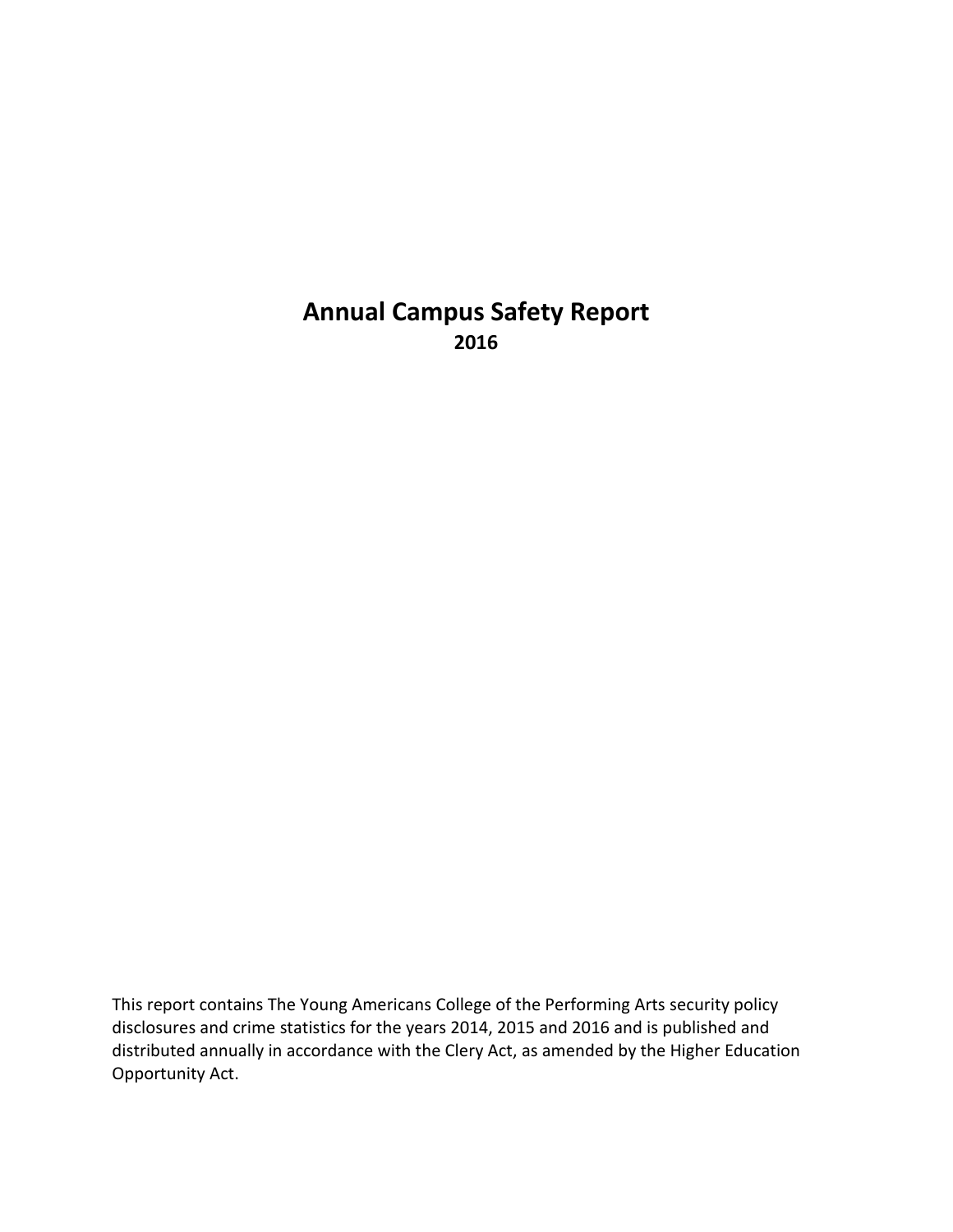# Annual Campus Safety Report

**2016**

This report contains The Young Americans College of the Performing Arts security policy disclosures and crime statistics for the years 2014, 2015 and 2016 and is published and distributed annually in accordance with the Clery Act, as amended by the Higher Education Opportunity Act.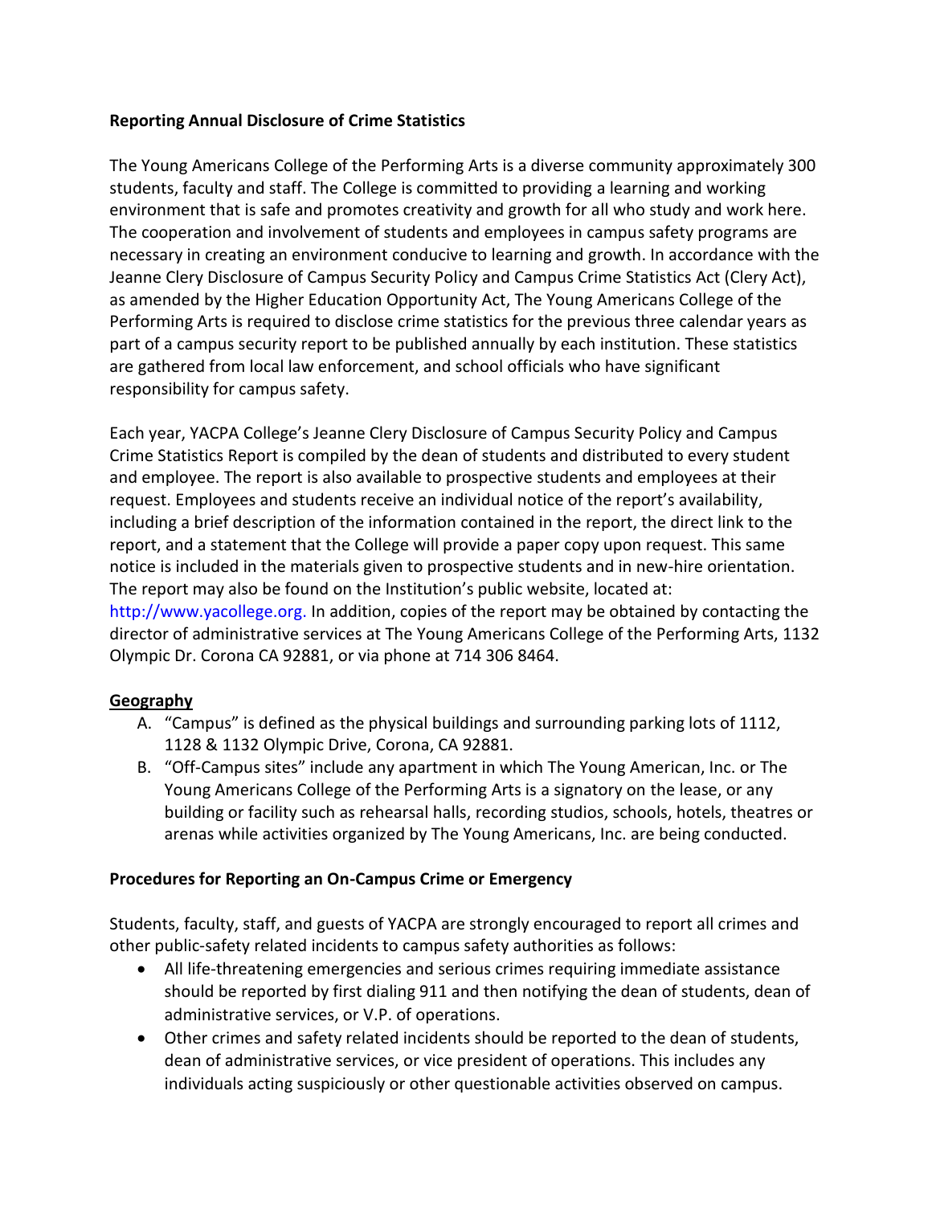**Reporting Annual Disclosure of Crime Statistics**

The Young Americans College of the Performing Arts is a diverse community approximately 300 students, faculty and staff. The College is committed to providing a learning and working environment that is safe and promotes creativity and growth for all who study and work here. The cooperation and involvement of students and employees in campus safety programs are necessary in creating an environment conducive to learning and growth. In accordance with the Jeanne Clery Disclosure of Campus Security Policy and Campus Crime Statistics Act (Clery Act), as amended by the Higher Education Opportunity Act, The Young Americans College of the Performing Arts is required to disclose crime statistics for the previous three calendar years as part of a campus security report to be published annually by each institution. These statistics are gathered from local law enforcement, and school officials who have significant responsibility for campus safety.

Each year, YACPA College's Jeanne Clery Disclosure of Campus Security Policy and Campus Crime Statistics Report is compiled by the dean of students and distributed to every student and employee. The report is also available to prospective students and employees at their request. Employees and students receive an individual notice of the report's availability, including a brief description of the information contained in the report, the direct link to the report, and a statement that the College will provide a paper copy upon request. This same notice is included in the materials given to prospective students and in new-hire orientation. The report may also be found on the Institution's public website, located at: http://www.yacollege.org. In addition, copies of the report may be obtained by contacting the director of administrative services at The Young Americans College of the Performing Arts, 1132 Olympic Dr. Corona CA 92881, or via phone at 714 306 8464.

**Geography**

A. "Campus" is defined as the physical buildings and surrounding parking lots of 1112, 1128 & 1132 Olympic Drive, Corona, CA 92881.
B. "Off-Campus sites" include any apartment in which The Young American, Inc. or The Young Americans College of the Performing Arts is a signatory on the lease, or any building or facility such as rehearsal halls, recording studios, schools, hotels, theatres or arenas while activities organized by The Young Americans, Inc. are being conducted.

**Procedures for Reporting an On-Campus Crime or Emergency**

Students, faculty, staff, and guests of YACPA are strongly encouraged to report all crimes and other public-safety related incidents to campus safety authorities as follows:

- All life-threatening emergencies and serious crimes requiring immediate assistance should be reported by first dialing 911 and then notifying the dean of students, dean of administrative services, or V.P. of operations.
- Other crimes and safety related incidents should be reported to the dean of students, dean of administrative services, or vice president of operations. This includes any individuals acting suspiciously or other questionable activities observed on campus.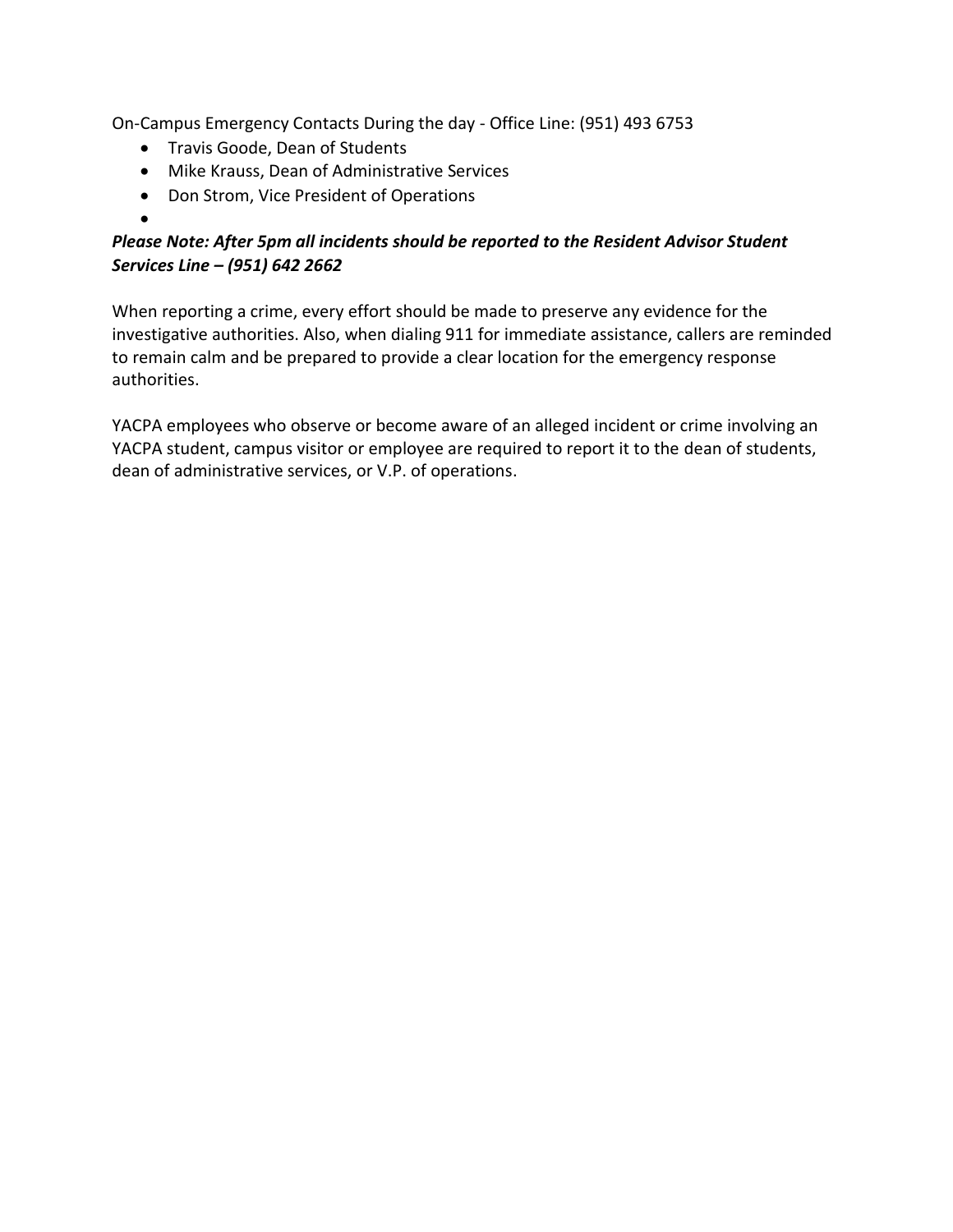On-Campus Emergency Contacts During the day - Office Line: (951) 493 6753

- Travis Goode, Dean of Students
- Mike Krauss, Dean of Administrative Services
- Don Strom, Vice President of Operations
-

***Please Note: After 5pm all incidents should be reported to the Resident Advisor Student Services Line – (951) 642 2662***

When reporting a crime, every effort should be made to preserve any evidence for the investigative authorities. Also, when dialing 911 for immediate assistance, callers are reminded to remain calm and be prepared to provide a clear location for the emergency response authorities.

YACPA employees who observe or become aware of an alleged incident or crime involving an YACPA student, campus visitor or employee are required to report it to the dean of students, dean of administrative services, or V.P. of operations.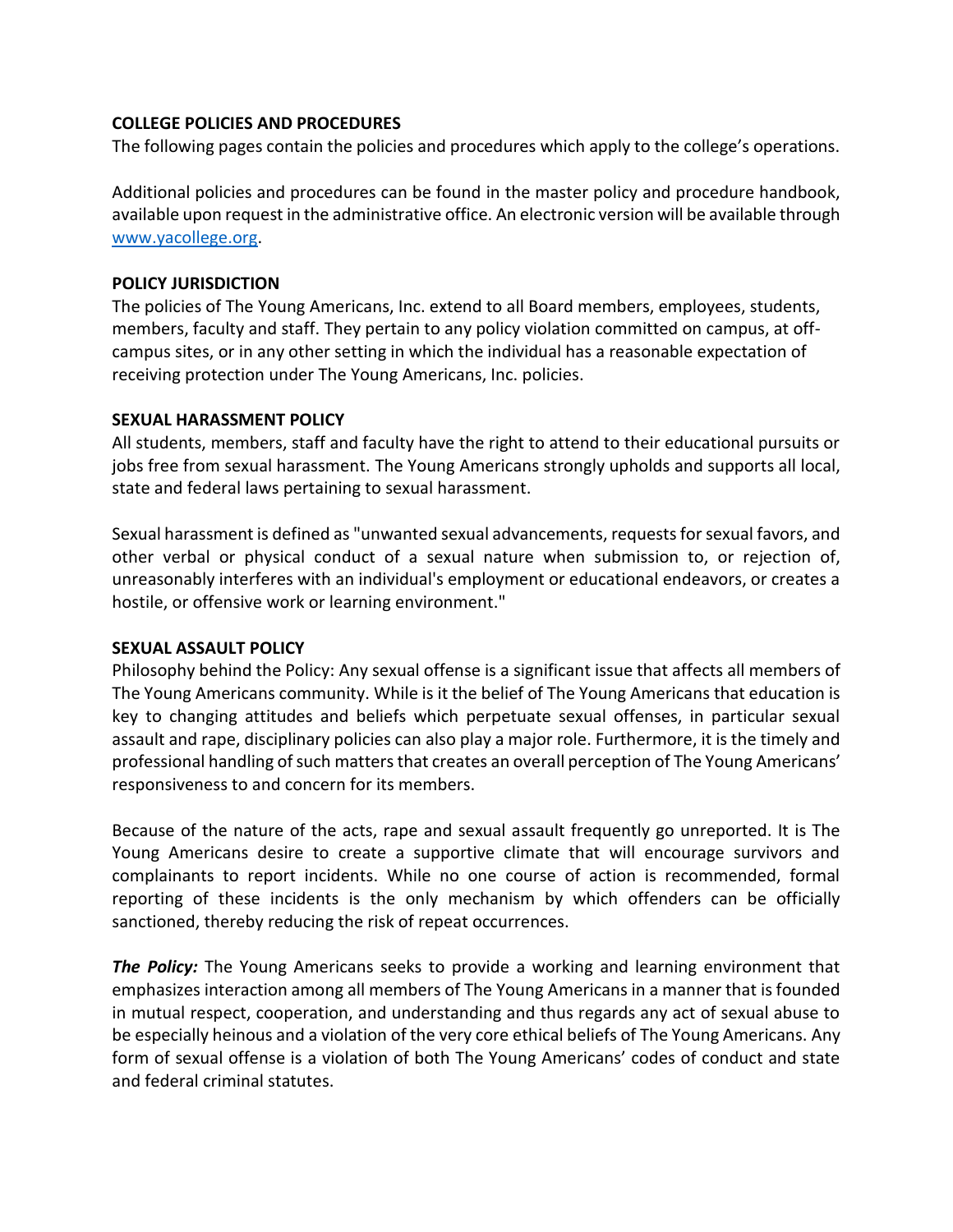**COLLEGE POLICIES AND PROCEDURES**

The following pages contain the policies and procedures which apply to the college's operations.

Additional policies and procedures can be found in the master policy and procedure handbook, available upon request in the administrative office. An electronic version will be available through [www.yacollege.org](http://www.yacollege.org).

**POLICY JURISDICTION**

The policies of The Young Americans, Inc. extend to all Board members, employees, students, members, faculty and staff. They pertain to any policy violation committed on campus, at off-campus sites, or in any other setting in which the individual has a reasonable expectation of receiving protection under The Young Americans, Inc. policies.

**SEXUAL HARASSMENT POLICY**

All students, members, staff and faculty have the right to attend to their educational pursuits or jobs free from sexual harassment. The Young Americans strongly upholds and supports all local, state and federal laws pertaining to sexual harassment.

Sexual harassment is defined as "unwanted sexual advancements, requests for sexual favors, and other verbal or physical conduct of a sexual nature when submission to, or rejection of, unreasonably interferes with an individual's employment or educational endeavors, or creates a hostile, or offensive work or learning environment."

**SEXUAL ASSAULT POLICY**

Philosophy behind the Policy: Any sexual offense is a significant issue that affects all members of The Young Americans community. While is it the belief of The Young Americans that education is key to changing attitudes and beliefs which perpetuate sexual offenses, in particular sexual assault and rape, disciplinary policies can also play a major role. Furthermore, it is the timely and professional handling of such matters that creates an overall perception of The Young Americans' responsiveness to and concern for its members.

Because of the nature of the acts, rape and sexual assault frequently go unreported. It is The Young Americans desire to create a supportive climate that will encourage survivors and complainants to report incidents. While no one course of action is recommended, formal reporting of these incidents is the only mechanism by which offenders can be officially sanctioned, thereby reducing the risk of repeat occurrences.

***The Policy:*** The Young Americans seeks to provide a working and learning environment that emphasizes interaction among all members of The Young Americans in a manner that is founded in mutual respect, cooperation, and understanding and thus regards any act of sexual abuse to be especially heinous and a violation of the very core ethical beliefs of The Young Americans. Any form of sexual offense is a violation of both The Young Americans' codes of conduct and state and federal criminal statutes.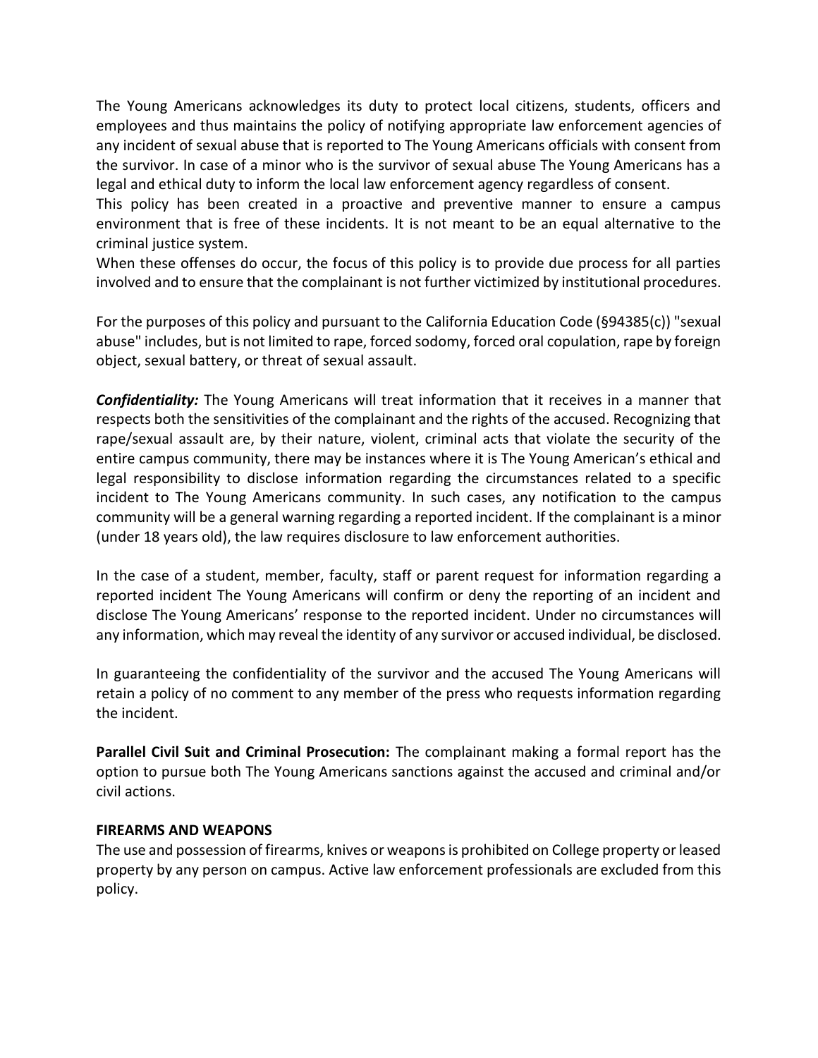The Young Americans acknowledges its duty to protect local citizens, students, officers and employees and thus maintains the policy of notifying appropriate law enforcement agencies of any incident of sexual abuse that is reported to The Young Americans officials with consent from the survivor. In case of a minor who is the survivor of sexual abuse The Young Americans has a legal and ethical duty to inform the local law enforcement agency regardless of consent.
This policy has been created in a proactive and preventive manner to ensure a campus environment that is free of these incidents. It is not meant to be an equal alternative to the criminal justice system.
When these offenses do occur, the focus of this policy is to provide due process for all parties involved and to ensure that the complainant is not further victimized by institutional procedures.

For the purposes of this policy and pursuant to the California Education Code (§94385(c)) "sexual abuse" includes, but is not limited to rape, forced sodomy, forced oral copulation, rape by foreign object, sexual battery, or threat of sexual assault.

***Confidentiality:*** The Young Americans will treat information that it receives in a manner that respects both the sensitivities of the complainant and the rights of the accused. Recognizing that rape/sexual assault are, by their nature, violent, criminal acts that violate the security of the entire campus community, there may be instances where it is The Young American's ethical and legal responsibility to disclose information regarding the circumstances related to a specific incident to The Young Americans community. In such cases, any notification to the campus community will be a general warning regarding a reported incident. If the complainant is a minor (under 18 years old), the law requires disclosure to law enforcement authorities.

In the case of a student, member, faculty, staff or parent request for information regarding a reported incident The Young Americans will confirm or deny the reporting of an incident and disclose The Young Americans' response to the reported incident. Under no circumstances will any information, which may reveal the identity of any survivor or accused individual, be disclosed.

In guaranteeing the confidentiality of the survivor and the accused The Young Americans will retain a policy of no comment to any member of the press who requests information regarding the incident.

**Parallel Civil Suit and Criminal Prosecution:** The complainant making a formal report has the option to pursue both The Young Americans sanctions against the accused and criminal and/or civil actions.

**FIREARMS AND WEAPONS**

The use and possession of firearms, knives or weapons is prohibited on College property or leased property by any person on campus. Active law enforcement professionals are excluded from this policy.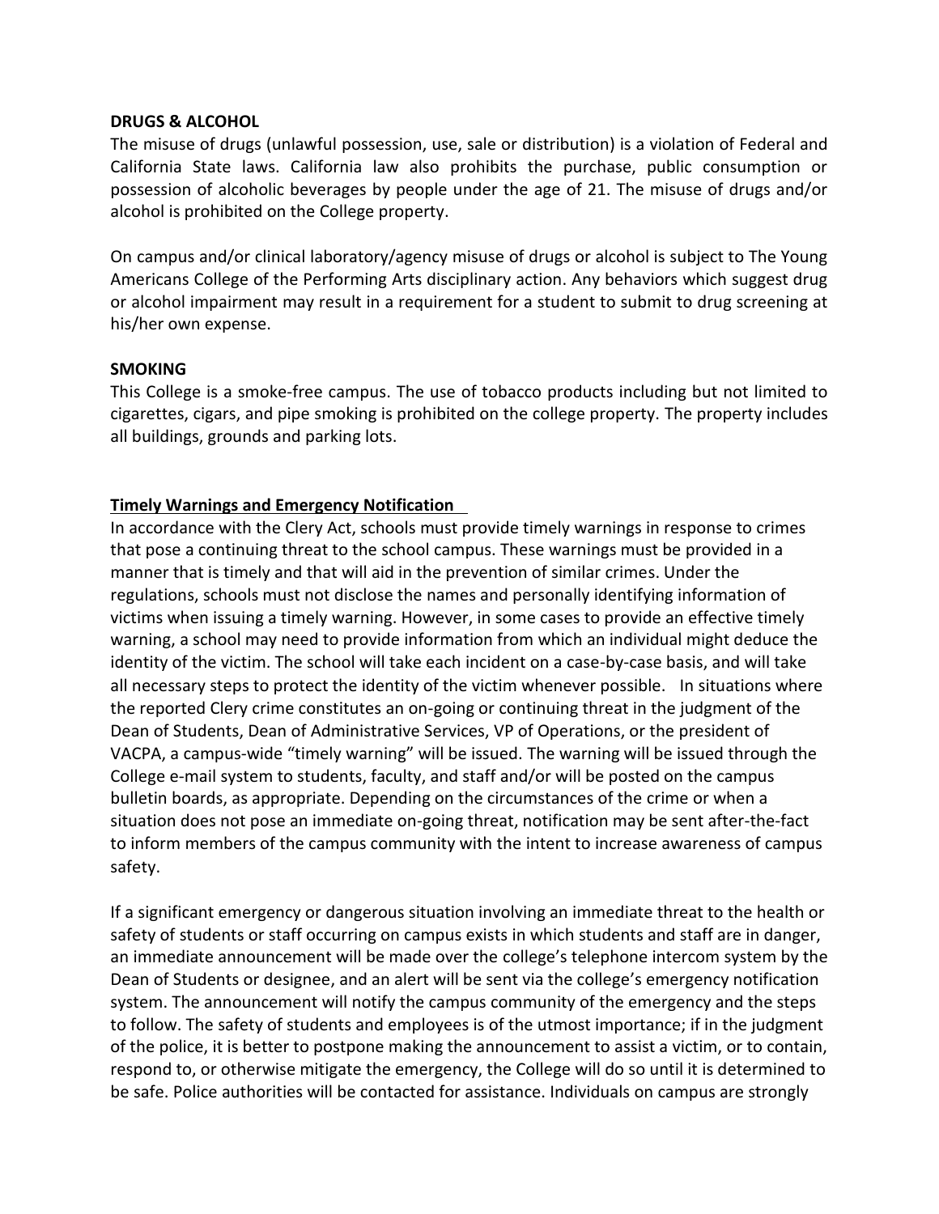**DRUGS & ALCOHOL**

The misuse of drugs (unlawful possession, use, sale or distribution) is a violation of Federal and California State laws. California law also prohibits the purchase, public consumption or possession of alcoholic beverages by people under the age of 21. The misuse of drugs and/or alcohol is prohibited on the College property.

On campus and/or clinical laboratory/agency misuse of drugs or alcohol is subject to The Young Americans College of the Performing Arts disciplinary action. Any behaviors which suggest drug or alcohol impairment may result in a requirement for a student to submit to drug screening at his/her own expense.

**SMOKING**

This College is a smoke-free campus. The use of tobacco products including but not limited to cigarettes, cigars, and pipe smoking is prohibited on the college property. The property includes all buildings, grounds and parking lots.

**Timely Warnings and Emergency Notification**

In accordance with the Clery Act, schools must provide timely warnings in response to crimes that pose a continuing threat to the school campus. These warnings must be provided in a manner that is timely and that will aid in the prevention of similar crimes. Under the regulations, schools must not disclose the names and personally identifying information of victims when issuing a timely warning. However, in some cases to provide an effective timely warning, a school may need to provide information from which an individual might deduce the identity of the victim. The school will take each incident on a case-by-case basis, and will take all necessary steps to protect the identity of the victim whenever possible. In situations where the reported Clery crime constitutes an on-going or continuing threat in the judgment of the Dean of Students, Dean of Administrative Services, VP of Operations, or the president of VACPA, a campus-wide "timely warning" will be issued. The warning will be issued through the College e-mail system to students, faculty, and staff and/or will be posted on the campus bulletin boards, as appropriate. Depending on the circumstances of the crime or when a situation does not pose an immediate on-going threat, notification may be sent after-the-fact to inform members of the campus community with the intent to increase awareness of campus safety.

If a significant emergency or dangerous situation involving an immediate threat to the health or safety of students or staff occurring on campus exists in which students and staff are in danger, an immediate announcement will be made over the college's telephone intercom system by the Dean of Students or designee, and an alert will be sent via the college's emergency notification system. The announcement will notify the campus community of the emergency and the steps to follow. The safety of students and employees is of the utmost importance; if in the judgment of the police, it is better to postpone making the announcement to assist a victim, or to contain, respond to, or otherwise mitigate the emergency, the College will do so until it is determined to be safe. Police authorities will be contacted for assistance. Individuals on campus are strongly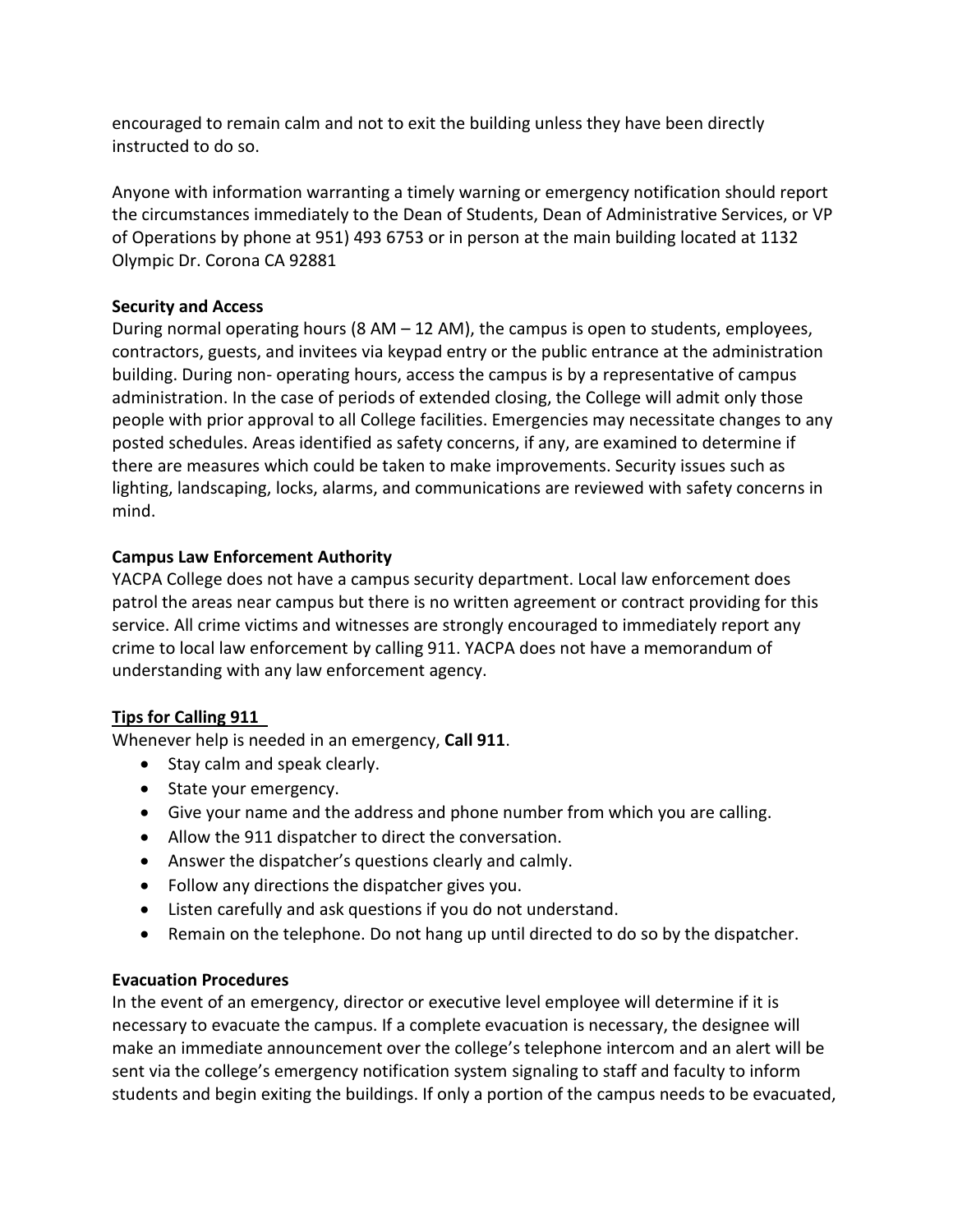encouraged to remain calm and not to exit the building unless they have been directly instructed to do so.

Anyone with information warranting a timely warning or emergency notification should report the circumstances immediately to the Dean of Students, Dean of Administrative Services, or VP of Operations by phone at 951) 493 6753 or in person at the main building located at 1132 Olympic Dr. Corona CA 92881

**Security and Access**

During normal operating hours (8 AM – 12 AM), the campus is open to students, employees, contractors, guests, and invitees via keypad entry or the public entrance at the administration building. During non- operating hours, access the campus is by a representative of campus administration. In the case of periods of extended closing, the College will admit only those people with prior approval to all College facilities. Emergencies may necessitate changes to any posted schedules. Areas identified as safety concerns, if any, are examined to determine if there are measures which could be taken to make improvements. Security issues such as lighting, landscaping, locks, alarms, and communications are reviewed with safety concerns in mind.

**Campus Law Enforcement Authority**

YACPA College does not have a campus security department. Local law enforcement does patrol the areas near campus but there is no written agreement or contract providing for this service. All crime victims and witnesses are strongly encouraged to immediately report any crime to local law enforcement by calling 911. YACPA does not have a memorandum of understanding with any law enforcement agency.

**Tips for Calling 911**

Whenever help is needed in an emergency, **Call 911**.

- Stay calm and speak clearly.
- State your emergency.
- Give your name and the address and phone number from which you are calling.
- Allow the 911 dispatcher to direct the conversation.
- Answer the dispatcher's questions clearly and calmly.
- Follow any directions the dispatcher gives you.
- Listen carefully and ask questions if you do not understand.
- Remain on the telephone. Do not hang up until directed to do so by the dispatcher.

**Evacuation Procedures**

In the event of an emergency, director or executive level employee will determine if it is necessary to evacuate the campus. If a complete evacuation is necessary, the designee will make an immediate announcement over the college's telephone intercom and an alert will be sent via the college's emergency notification system signaling to staff and faculty to inform students and begin exiting the buildings. If only a portion of the campus needs to be evacuated,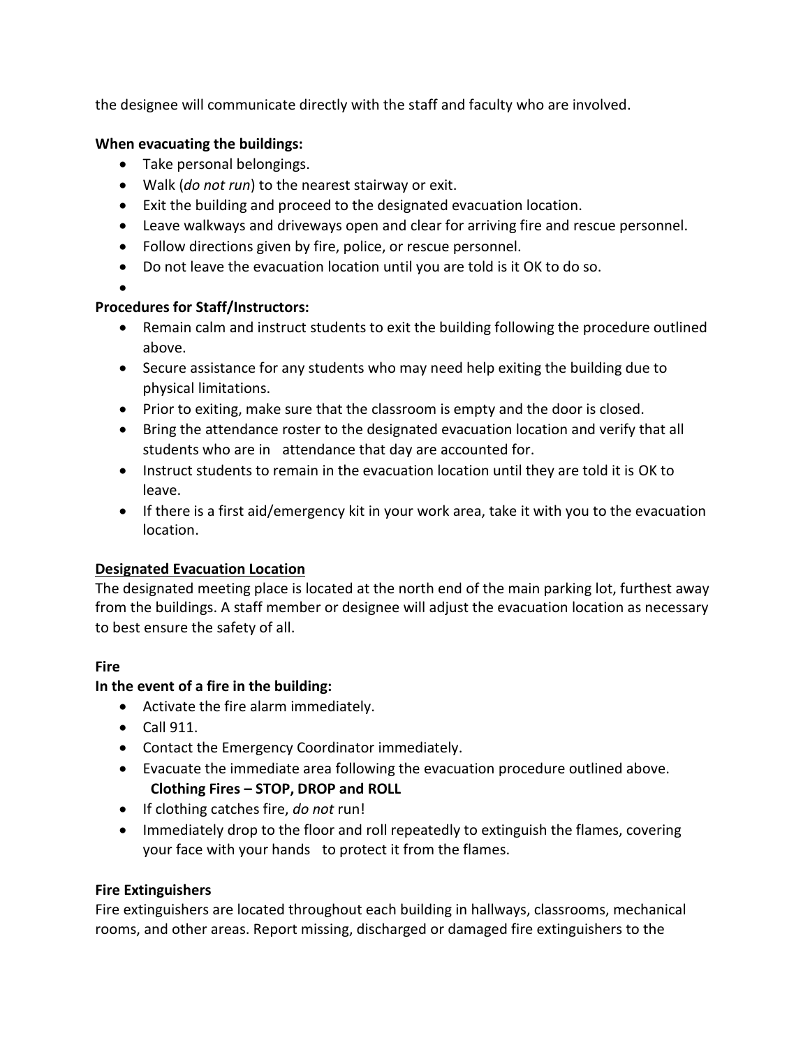the designee will communicate directly with the staff and faculty who are involved.

**When evacuating the buildings:**

- Take personal belongings.
- Walk (*do not run*) to the nearest stairway or exit.
- Exit the building and proceed to the designated evacuation location.
- Leave walkways and driveways open and clear for arriving fire and rescue personnel.
- Follow directions given by fire, police, or rescue personnel.
- Do not leave the evacuation location until you are told is it OK to do so.

**Procedures for Staff/Instructors:**

- Remain calm and instruct students to exit the building following the procedure outlined above.
- Secure assistance for any students who may need help exiting the building due to physical limitations.
- Prior to exiting, make sure that the classroom is empty and the door is closed.
- Bring the attendance roster to the designated evacuation location and verify that all students who are in attendance that day are accounted for.
- Instruct students to remain in the evacuation location until they are told it is OK to leave.
- If there is a first aid/emergency kit in your work area, take it with you to the evacuation location.

**<u>Designated Evacuation Location</u>**

The designated meeting place is located at the north end of the main parking lot, furthest away from the buildings. A staff member or designee will adjust the evacuation location as necessary to best ensure the safety of all.

**Fire**

**In the event of a fire in the building:**

- Activate the fire alarm immediately.
- Call 911.
- Contact the Emergency Coordinator immediately.
- Evacuate the immediate area following the evacuation procedure outlined above.

**Clothing Fires – STOP, DROP and ROLL**

- If clothing catches fire, *do not* run!
- Immediately drop to the floor and roll repeatedly to extinguish the flames, covering your face with your hands to protect it from the flames.

**Fire Extinguishers**

Fire extinguishers are located throughout each building in hallways, classrooms, mechanical rooms, and other areas. Report missing, discharged or damaged fire extinguishers to the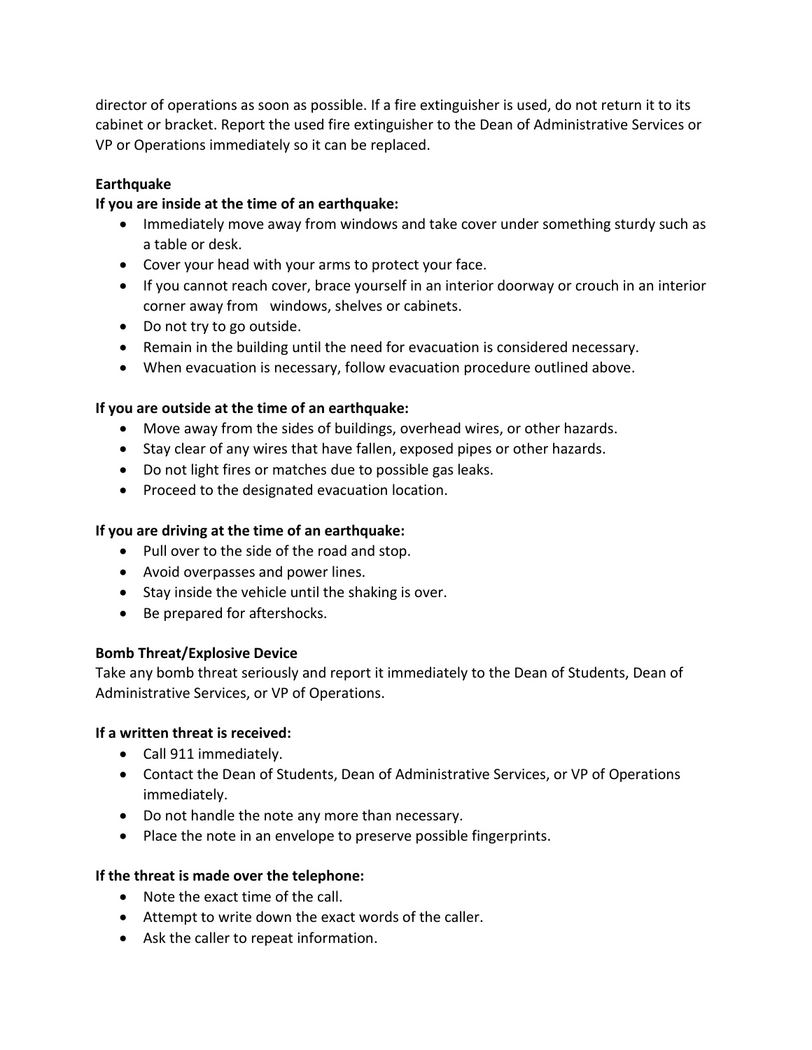director of operations as soon as possible. If a fire extinguisher is used, do not return it to its cabinet or bracket. Report the used fire extinguisher to the Dean of Administrative Services or VP or Operations immediately so it can be replaced.

**Earthquake**

**If you are inside at the time of an earthquake:**

- Immediately move away from windows and take cover under something sturdy such as a table or desk.
- Cover your head with your arms to protect your face.
- If you cannot reach cover, brace yourself in an interior doorway or crouch in an interior corner away from windows, shelves or cabinets.
- Do not try to go outside.
- Remain in the building until the need for evacuation is considered necessary.
- When evacuation is necessary, follow evacuation procedure outlined above.

**If you are outside at the time of an earthquake:**

- Move away from the sides of buildings, overhead wires, or other hazards.
- Stay clear of any wires that have fallen, exposed pipes or other hazards.
- Do not light fires or matches due to possible gas leaks.
- Proceed to the designated evacuation location.

**If you are driving at the time of an earthquake:**

- Pull over to the side of the road and stop.
- Avoid overpasses and power lines.
- Stay inside the vehicle until the shaking is over.
- Be prepared for aftershocks.

**Bomb Threat/Explosive Device**

Take any bomb threat seriously and report it immediately to the Dean of Students, Dean of Administrative Services, or VP of Operations.

**If a written threat is received:**

- Call 911 immediately.
- Contact the Dean of Students, Dean of Administrative Services, or VP of Operations immediately.
- Do not handle the note any more than necessary.
- Place the note in an envelope to preserve possible fingerprints.

**If the threat is made over the telephone:**

- Note the exact time of the call.
- Attempt to write down the exact words of the caller.
- Ask the caller to repeat information.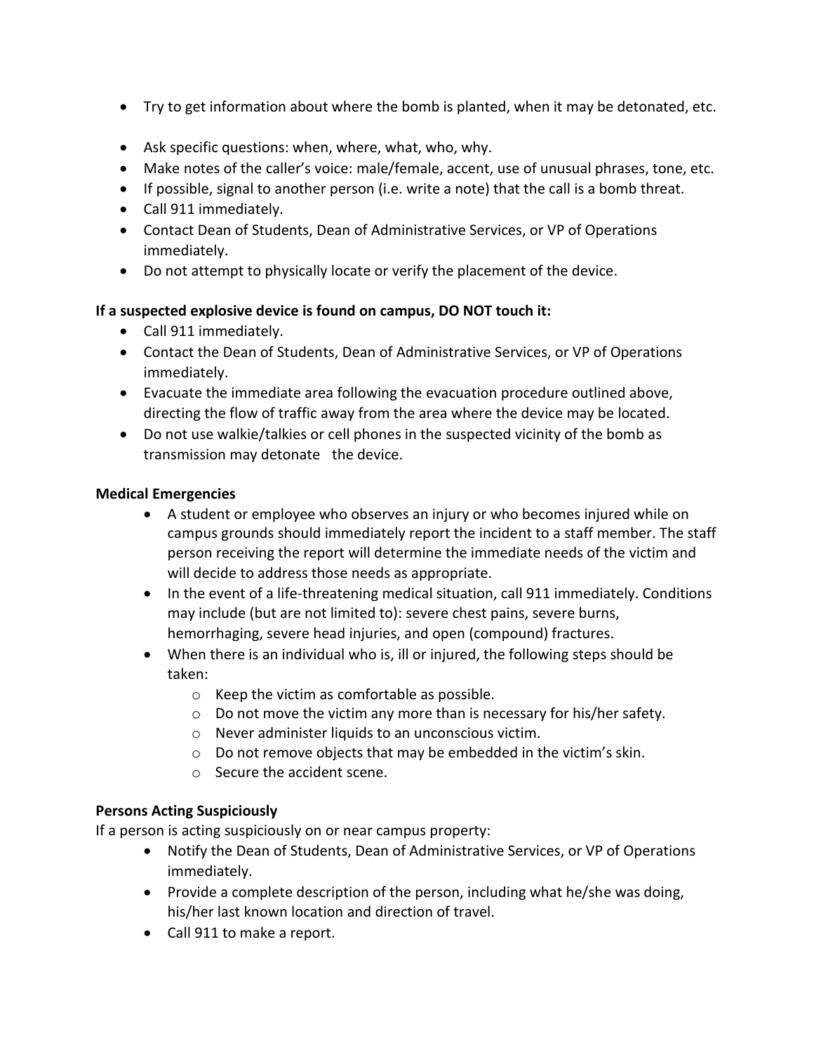- Try to get information about where the bomb is planted, when it may be detonated, etc.
- Ask specific questions: when, where, what, who, why.
- Make notes of the caller's voice: male/female, accent, use of unusual phrases, tone, etc.
- If possible, signal to another person (i.e. write a note) that the call is a bomb threat.
- Call 911 immediately.
- Contact Dean of Students, Dean of Administrative Services, or VP of Operations immediately.
- Do not attempt to physically locate or verify the placement of the device.

**If a suspected explosive device is found on campus, DO NOT touch it:**

- Call 911 immediately.
- Contact the Dean of Students, Dean of Administrative Services, or VP of Operations immediately.
- Evacuate the immediate area following the evacuation procedure outlined above, directing the flow of traffic away from the area where the device may be located.
- Do not use walkie/talkies or cell phones in the suspected vicinity of the bomb as transmission may detonate the device.

**Medical Emergencies**

- A student or employee who observes an injury or who becomes injured while on campus grounds should immediately report the incident to a staff member. The staff person receiving the report will determine the immediate needs of the victim and will decide to address those needs as appropriate.
- In the event of a life-threatening medical situation, call 911 immediately. Conditions may include (but are not limited to): severe chest pains, severe burns, hemorrhaging, severe head injuries, and open (compound) fractures.
- When there is an individual who is, ill or injured, the following steps should be taken:
  - Keep the victim as comfortable as possible.
  - Do not move the victim any more than is necessary for his/her safety.
  - Never administer liquids to an unconscious victim.
  - Do not remove objects that may be embedded in the victim's skin.
  - Secure the accident scene.

**Persons Acting Suspiciously**

If a person is acting suspiciously on or near campus property:

- Notify the Dean of Students, Dean of Administrative Services, or VP of Operations immediately.
- Provide a complete description of the person, including what he/she was doing, his/her last known location and direction of travel.
- Call 911 to make a report.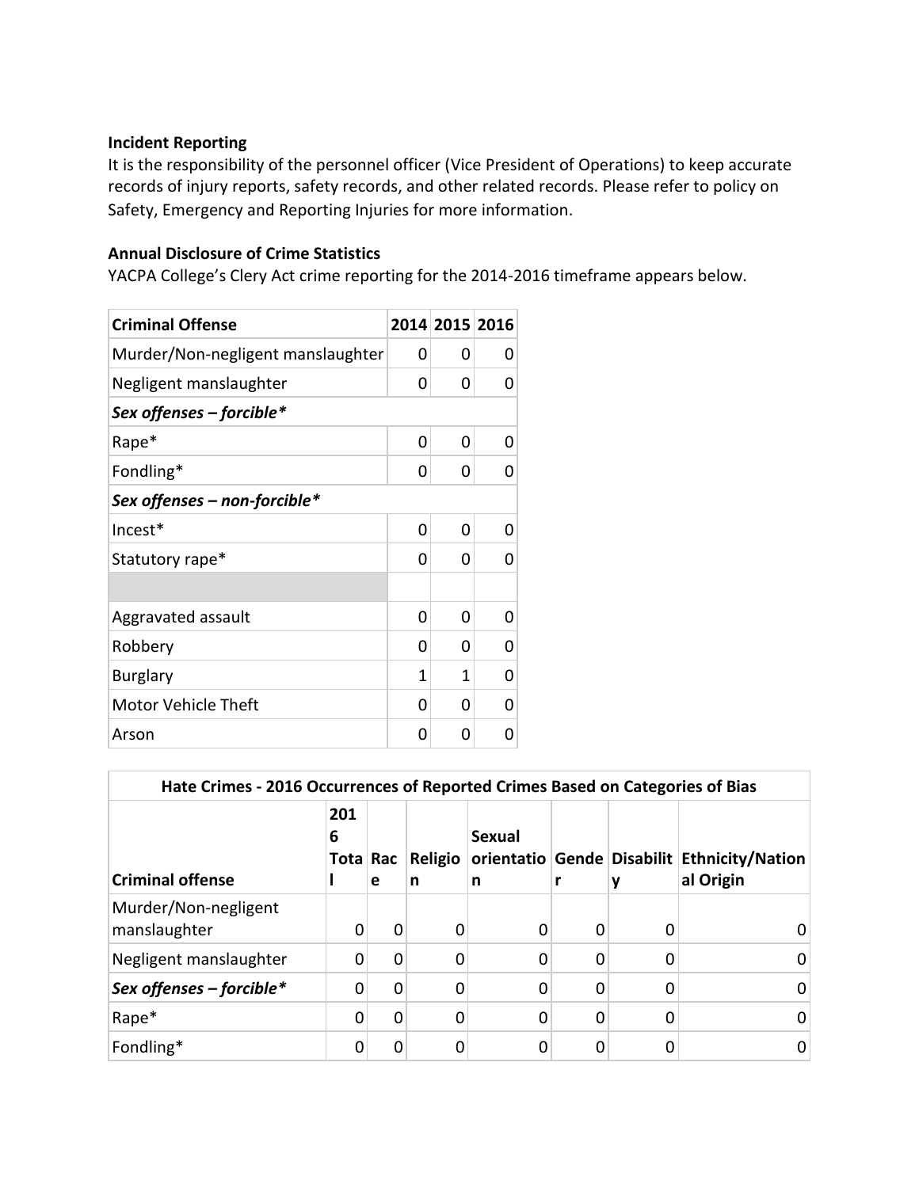**Incident Reporting**

It is the responsibility of the personnel officer (Vice President of Operations) to keep accurate records of injury reports, safety records, and other related records. Please refer to policy on Safety, Emergency and Reporting Injuries for more information.

**Annual Disclosure of Crime Statistics**

YACPA College's Clery Act crime reporting for the 2014-2016 timeframe appears below.

| Criminal Offense | 2014 | 2015 | 2016 |
|---|---|---|---|
| Murder/Non-negligent manslaughter | 0 | 0 | 0 |
| Negligent manslaughter | 0 | 0 | 0 |
| ***Sex offenses – forcible**** | | | |
| Rape* | 0 | 0 | 0 |
| Fondling* | 0 | 0 | 0 |
| ***Sex offenses – non-forcible**** | | | |
| Incest* | 0 | 0 | 0 |
| Statutory rape* | 0 | 0 | 0 |
| | | | |
| Aggravated assault | 0 | 0 | 0 |
| Robbery | 0 | 0 | 0 |
| Burglary | 1 | 1 | 0 |
| Motor Vehicle Theft | 0 | 0 | 0 |
| Arson | 0 | 0 | 0 |

| Hate Crimes - 2016 Occurrences of Reported Crimes Based on Categories of Bias | | | | | | | |
|---|---|---|---|---|---|---|---|
| **Criminal offense** | **2016 Total** | **Race** | **Religion** | **Sexual orientation** | **Gender** | **Disability** | **Ethnicity/National Origin** |
| Murder/Non-negligent manslaughter | 0 | 0 | 0 | 0 | 0 | 0 | 0 |
| Negligent manslaughter | 0 | 0 | 0 | 0 | 0 | 0 | 0 |
| ***Sex offenses – forcible**** | 0 | 0 | 0 | 0 | 0 | 0 | 0 |
| Rape* | 0 | 0 | 0 | 0 | 0 | 0 | 0 |
| Fondling* | 0 | 0 | 0 | 0 | 0 | 0 | 0 |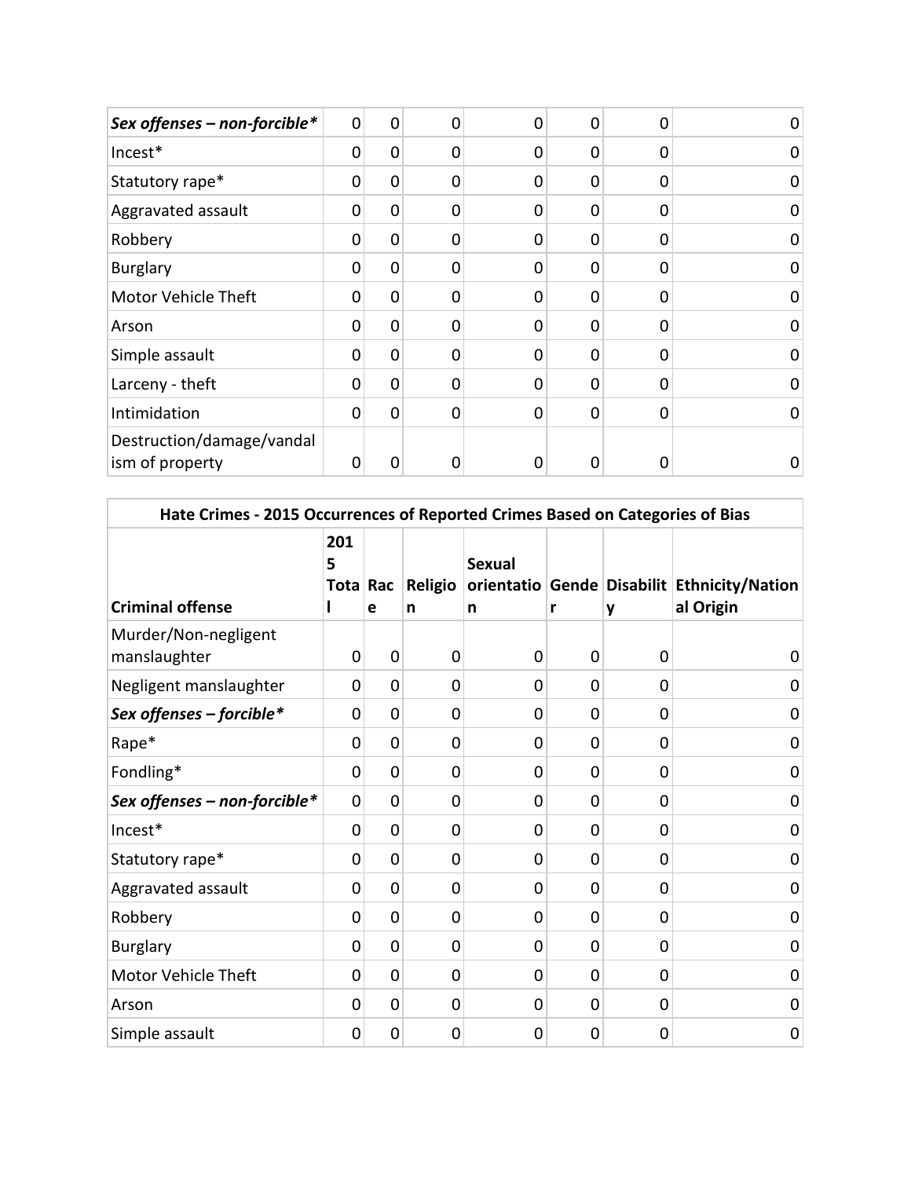| | | | | | | | |
|---|---|---|---|---|---|---|---|
| ***Sex offenses – non-forcible**** | 0 | 0 | 0 | 0 | 0 | 0 | 0 |
| Incest* | 0 | 0 | 0 | 0 | 0 | 0 | 0 |
| Statutory rape* | 0 | 0 | 0 | 0 | 0 | 0 | 0 |
| Aggravated assault | 0 | 0 | 0 | 0 | 0 | 0 | 0 |
| Robbery | 0 | 0 | 0 | 0 | 0 | 0 | 0 |
| Burglary | 0 | 0 | 0 | 0 | 0 | 0 | 0 |
| Motor Vehicle Theft | 0 | 0 | 0 | 0 | 0 | 0 | 0 |
| Arson | 0 | 0 | 0 | 0 | 0 | 0 | 0 |
| Simple assault | 0 | 0 | 0 | 0 | 0 | 0 | 0 |
| Larceny - theft | 0 | 0 | 0 | 0 | 0 | 0 | 0 |
| Intimidation | 0 | 0 | 0 | 0 | 0 | 0 | 0 |
| Destruction/damage/vandalism of property | 0 | 0 | 0 | 0 | 0 | 0 | 0 |

**Hate Crimes - 2015 Occurrences of Reported Crimes Based on Categories of Bias**

| Criminal offense | 2015 Total | Race | Religion | Sexual orientation | Gender | Disability | Ethnicity/National Origin |
|---|---|---|---|---|---|---|---|
| Murder/Non-negligent manslaughter | 0 | 0 | 0 | 0 | 0 | 0 | 0 |
| Negligent manslaughter | 0 | 0 | 0 | 0 | 0 | 0 | 0 |
| ***Sex offenses – forcible**** | 0 | 0 | 0 | 0 | 0 | 0 | 0 |
| Rape* | 0 | 0 | 0 | 0 | 0 | 0 | 0 |
| Fondling* | 0 | 0 | 0 | 0 | 0 | 0 | 0 |
| ***Sex offenses – non-forcible**** | 0 | 0 | 0 | 0 | 0 | 0 | 0 |
| Incest* | 0 | 0 | 0 | 0 | 0 | 0 | 0 |
| Statutory rape* | 0 | 0 | 0 | 0 | 0 | 0 | 0 |
| Aggravated assault | 0 | 0 | 0 | 0 | 0 | 0 | 0 |
| Robbery | 0 | 0 | 0 | 0 | 0 | 0 | 0 |
| Burglary | 0 | 0 | 0 | 0 | 0 | 0 | 0 |
| Motor Vehicle Theft | 0 | 0 | 0 | 0 | 0 | 0 | 0 |
| Arson | 0 | 0 | 0 | 0 | 0 | 0 | 0 |
| Simple assault | 0 | 0 | 0 | 0 | 0 | 0 | 0 |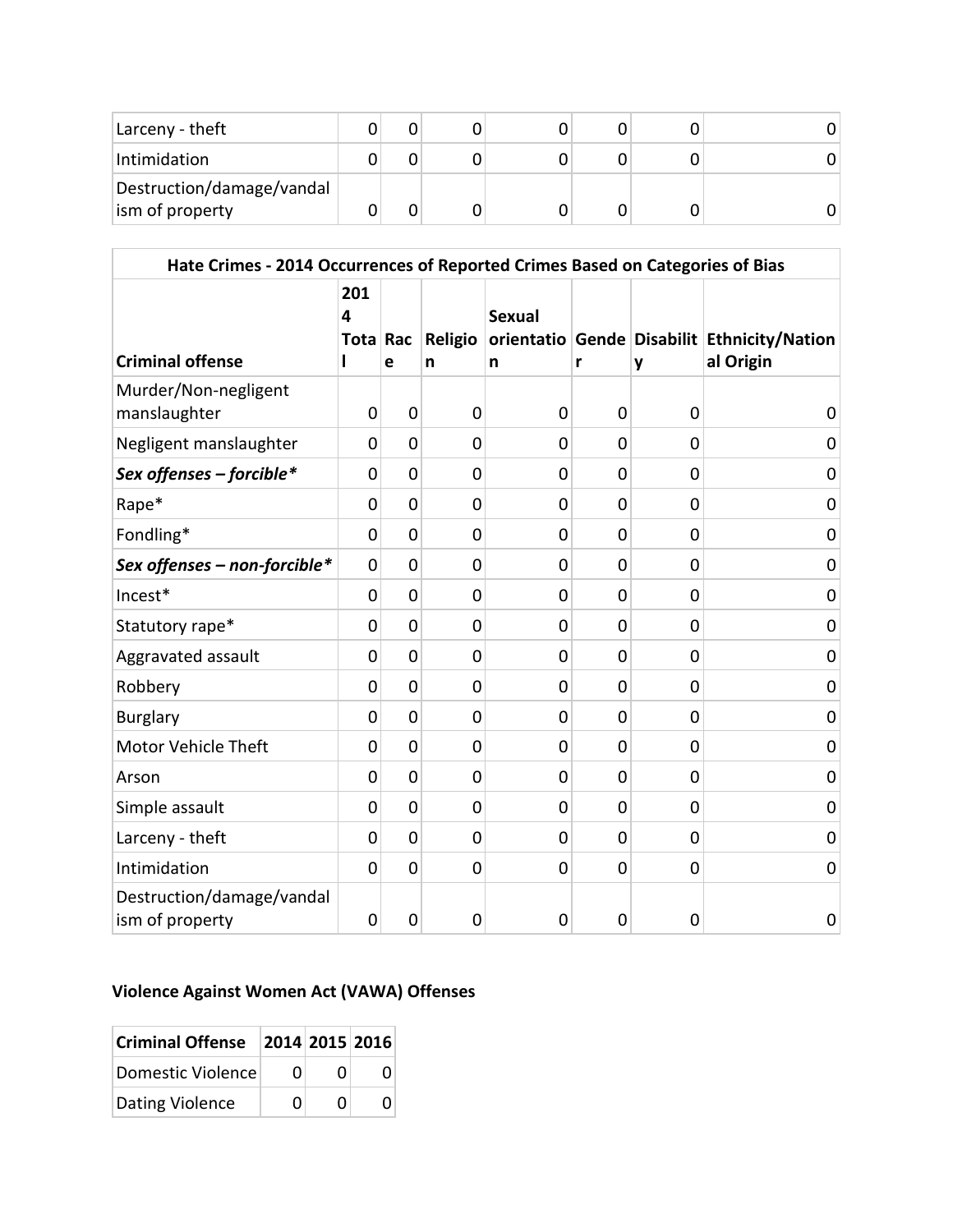| Larceny - theft | 0 | 0 | 0 | 0 | 0 | 0 | 0 |
|---|---|---|---|---|---|---|---|
| Intimidation | 0 | 0 | 0 | 0 | 0 | 0 | 0 |
| Destruction/damage/vandalism of property | 0 | 0 | 0 | 0 | 0 | 0 | 0 |

**Hate Crimes - 2014 Occurrences of Reported Crimes Based on Categories of Bias**

| Criminal offense | 2014 Total | Race | Religion | Sexual orientation | Gender | Disability | Ethnicity/National Origin |
|---|---|---|---|---|---|---|---|
| Murder/Non-negligent manslaughter | 0 | 0 | 0 | 0 | 0 | 0 | 0 |
| Negligent manslaughter | 0 | 0 | 0 | 0 | 0 | 0 | 0 |
| ***Sex offenses – forcible**** | 0 | 0 | 0 | 0 | 0 | 0 | 0 |
| Rape* | 0 | 0 | 0 | 0 | 0 | 0 | 0 |
| Fondling* | 0 | 0 | 0 | 0 | 0 | 0 | 0 |
| ***Sex offenses – non-forcible**** | 0 | 0 | 0 | 0 | 0 | 0 | 0 |
| Incest* | 0 | 0 | 0 | 0 | 0 | 0 | 0 |
| Statutory rape* | 0 | 0 | 0 | 0 | 0 | 0 | 0 |
| Aggravated assault | 0 | 0 | 0 | 0 | 0 | 0 | 0 |
| Robbery | 0 | 0 | 0 | 0 | 0 | 0 | 0 |
| Burglary | 0 | 0 | 0 | 0 | 0 | 0 | 0 |
| Motor Vehicle Theft | 0 | 0 | 0 | 0 | 0 | 0 | 0 |
| Arson | 0 | 0 | 0 | 0 | 0 | 0 | 0 |
| Simple assault | 0 | 0 | 0 | 0 | 0 | 0 | 0 |
| Larceny - theft | 0 | 0 | 0 | 0 | 0 | 0 | 0 |
| Intimidation | 0 | 0 | 0 | 0 | 0 | 0 | 0 |
| Destruction/damage/vandalism of property | 0 | 0 | 0 | 0 | 0 | 0 | 0 |

## Violence Against Women Act (VAWA) Offenses

| Criminal Offense | 2014 | 2015 | 2016 |
|---|---|---|---|
| Domestic Violence | 0 | 0 | 0 |
| Dating Violence | 0 | 0 | 0 |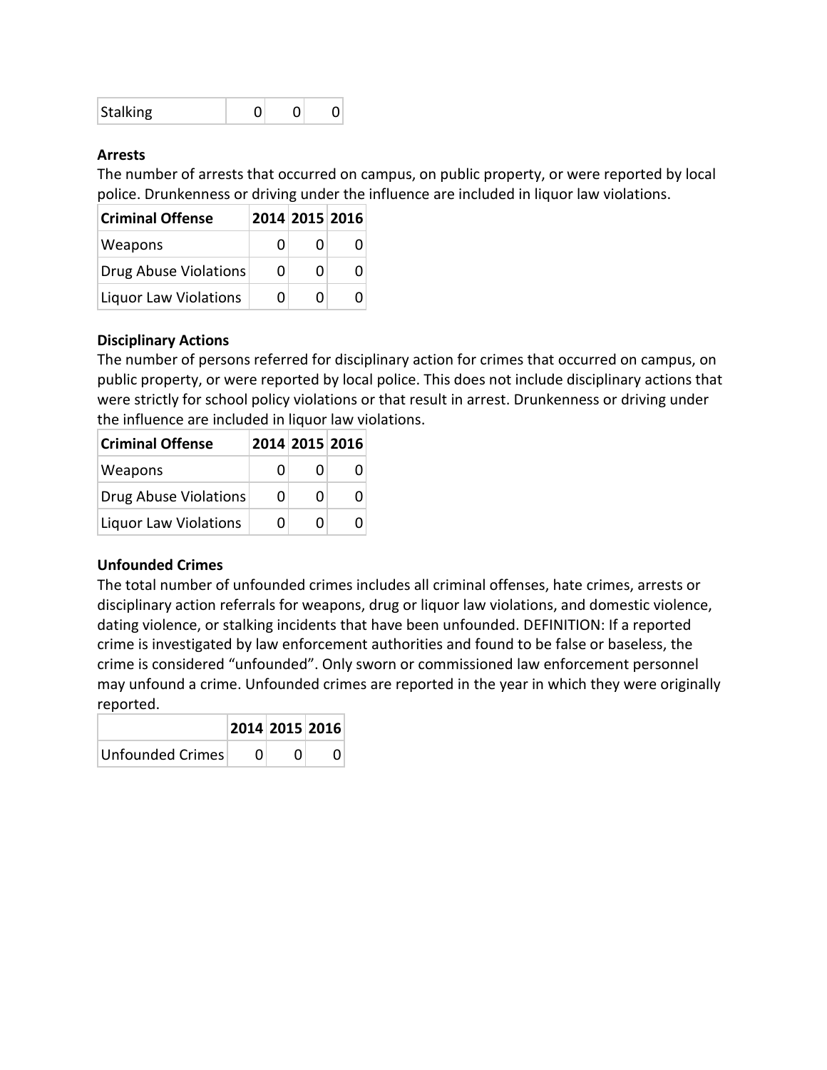| | | | |
|---|---|---|---|
| Stalking | 0 | 0 | 0 |

**Arrests**

The number of arrests that occurred on campus, on public property, or were reported by local police. Drunkenness or driving under the influence are included in liquor law violations.

| Criminal Offense | 2014 | 2015 | 2016 |
|---|---|---|---|
| Weapons | 0 | 0 | 0 |
| Drug Abuse Violations | 0 | 0 | 0 |
| Liquor Law Violations | 0 | 0 | 0 |

**Disciplinary Actions**

The number of persons referred for disciplinary action for crimes that occurred on campus, on public property, or were reported by local police. This does not include disciplinary actions that were strictly for school policy violations or that result in arrest. Drunkenness or driving under the influence are included in liquor law violations.

| Criminal Offense | 2014 | 2015 | 2016 |
|---|---|---|---|
| Weapons | 0 | 0 | 0 |
| Drug Abuse Violations | 0 | 0 | 0 |
| Liquor Law Violations | 0 | 0 | 0 |

**Unfounded Crimes**

The total number of unfounded crimes includes all criminal offenses, hate crimes, arrests or disciplinary action referrals for weapons, drug or liquor law violations, and domestic violence, dating violence, or stalking incidents that have been unfounded. DEFINITION: If a reported crime is investigated by law enforcement authorities and found to be false or baseless, the crime is considered "unfounded". Only sworn or commissioned law enforcement personnel may unfound a crime. Unfounded crimes are reported in the year in which they were originally reported.

| | 2014 | 2015 | 2016 |
|---|---|---|---|
| Unfounded Crimes | 0 | 0 | 0 |